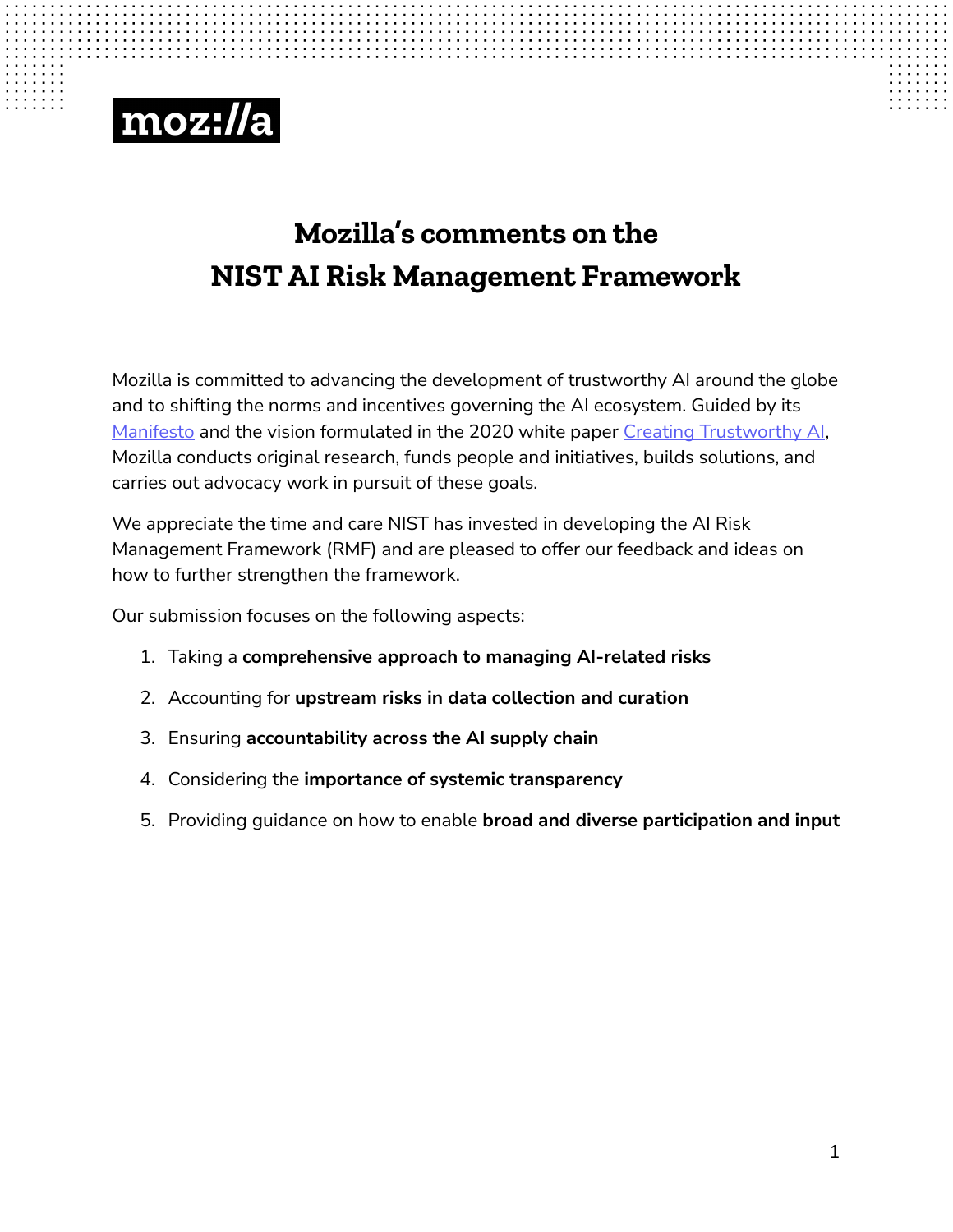moz://a

# Mozilla's comments on the NIST AI Risk Management Framework

Mozilla is committed to advancing the development of trustworthy AI around the globe and to shifting the norms and incentives governing the AI ecosystem. Guided by its Manifesto and the vision formulated in the 2020 white paper Creating Trustworthy AI, Mozilla conducts original research, funds people and initiatives, builds solutions, and carries out advocacy work in pursuit of these goals.

We appreciate the time and care NIST has invested in developing the AI Risk Management Framework (RMF) and are pleased to offer our feedback and ideas on how to further strengthen the framework.

Our submission focuses on the following aspects:

1. Taking a **comprehensive approach to managing AI-related risks**
2. Accounting for **upstream risks in data collection and curation**
3. Ensuring **accountability across the AI supply chain**
4. Considering the **importance of systemic transparency**
5. Providing guidance on how to enable **broad and diverse participation and input**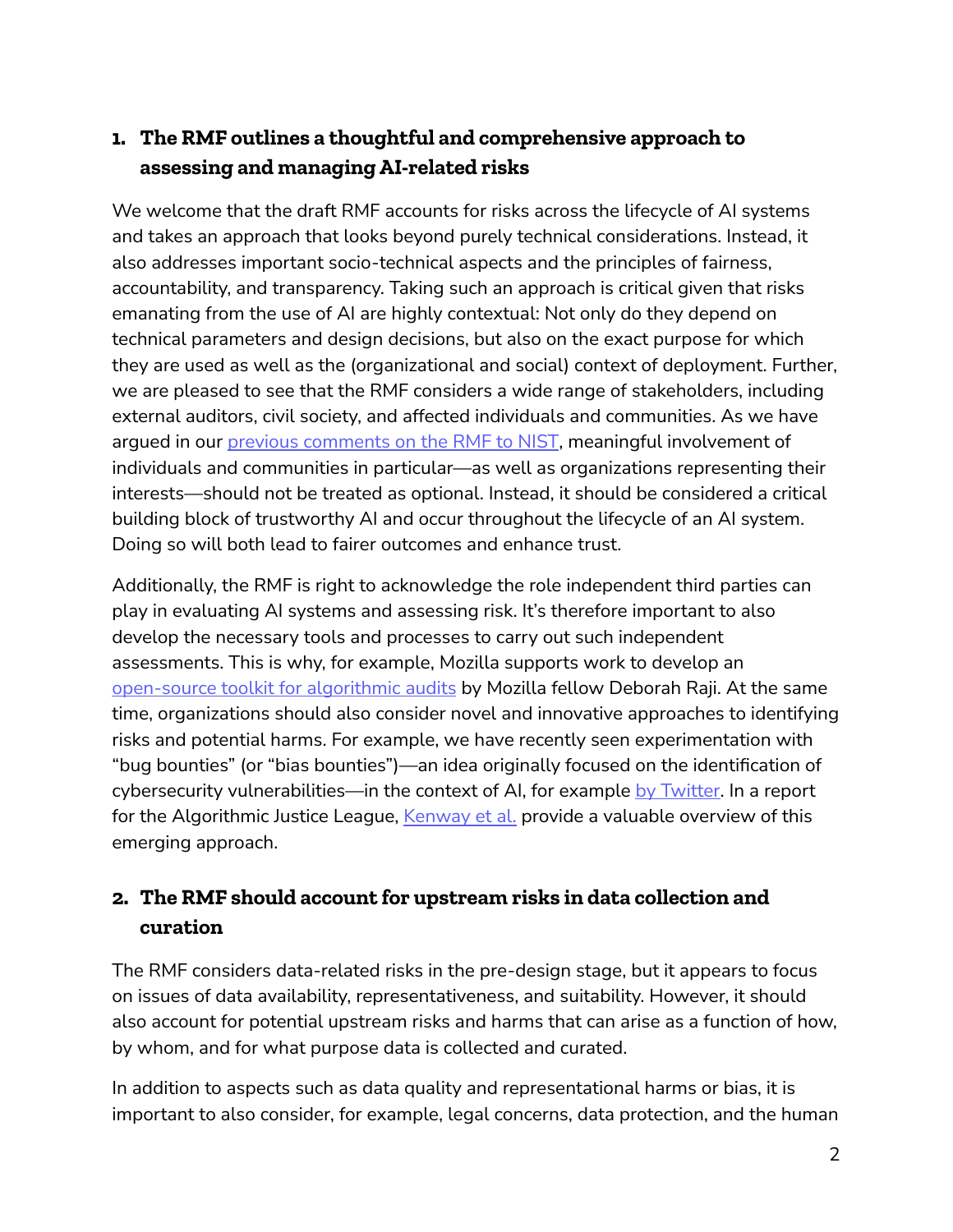## 1. The RMF outlines a thoughtful and comprehensive approach to assessing and managing AI-related risks

We welcome that the draft RMF accounts for risks across the lifecycle of AI systems and takes an approach that looks beyond purely technical considerations. Instead, it also addresses important socio-technical aspects and the principles of fairness, accountability, and transparency. Taking such an approach is critical given that risks emanating from the use of AI are highly contextual: Not only do they depend on technical parameters and design decisions, but also on the exact purpose for which they are used as well as the (organizational and social) context of deployment. Further, we are pleased to see that the RMF considers a wide range of stakeholders, including external auditors, civil society, and affected individuals and communities. As we have argued in our previous comments on the RMF to NIST, meaningful involvement of individuals and communities in particular—as well as organizations representing their interests—should not be treated as optional. Instead, it should be considered a critical building block of trustworthy AI and occur throughout the lifecycle of an AI system. Doing so will both lead to fairer outcomes and enhance trust.

Additionally, the RMF is right to acknowledge the role independent third parties can play in evaluating AI systems and assessing risk. It's therefore important to also develop the necessary tools and processes to carry out such independent assessments. This is why, for example, Mozilla supports work to develop an open-source toolkit for algorithmic audits by Mozilla fellow Deborah Raji. At the same time, organizations should also consider novel and innovative approaches to identifying risks and potential harms. For example, we have recently seen experimentation with "bug bounties" (or "bias bounties")—an idea originally focused on the identification of cybersecurity vulnerabilities—in the context of AI, for example by Twitter. In a report for the Algorithmic Justice League, Kenway et al. provide a valuable overview of this emerging approach.

## 2. The RMF should account for upstream risks in data collection and curation

The RMF considers data-related risks in the pre-design stage, but it appears to focus on issues of data availability, representativeness, and suitability. However, it should also account for potential upstream risks and harms that can arise as a function of how, by whom, and for what purpose data is collected and curated.

In addition to aspects such as data quality and representational harms or bias, it is important to also consider, for example, legal concerns, data protection, and the human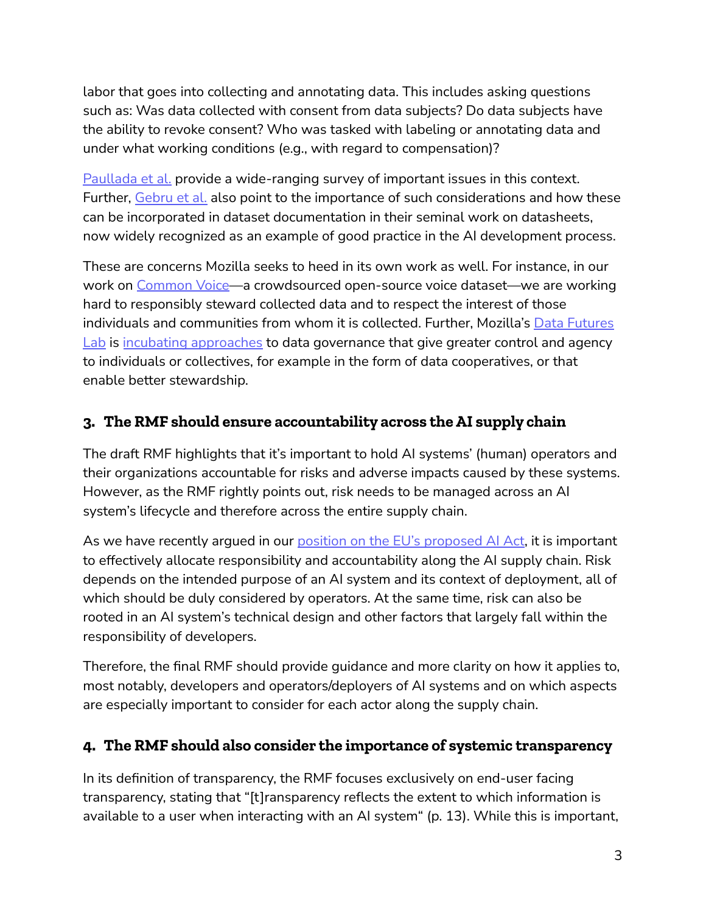labor that goes into collecting and annotating data. This includes asking questions such as: Was data collected with consent from data subjects? Do data subjects have the ability to revoke consent? Who was tasked with labeling or annotating data and under what working conditions (e.g., with regard to compensation)?

Paullada et al. provide a wide-ranging survey of important issues in this context. Further, Gebru et al. also point to the importance of such considerations and how these can be incorporated in dataset documentation in their seminal work on datasheets, now widely recognized as an example of good practice in the AI development process.

These are concerns Mozilla seeks to heed in its own work as well. For instance, in our work on Common Voice—a crowdsourced open-source voice dataset—we are working hard to responsibly steward collected data and to respect the interest of those individuals and communities from whom it is collected. Further, Mozilla's Data Futures Lab is incubating approaches to data governance that give greater control and agency to individuals or collectives, for example in the form of data cooperatives, or that enable better stewardship.

## 3. The RMF should ensure accountability across the AI supply chain

The draft RMF highlights that it's important to hold AI systems' (human) operators and their organizations accountable for risks and adverse impacts caused by these systems. However, as the RMF rightly points out, risk needs to be managed across an AI system's lifecycle and therefore across the entire supply chain.

As we have recently argued in our position on the EU's proposed AI Act, it is important to effectively allocate responsibility and accountability along the AI supply chain. Risk depends on the intended purpose of an AI system and its context of deployment, all of which should be duly considered by operators. At the same time, risk can also be rooted in an AI system's technical design and other factors that largely fall within the responsibility of developers.

Therefore, the final RMF should provide guidance and more clarity on how it applies to, most notably, developers and operators/deployers of AI systems and on which aspects are especially important to consider for each actor along the supply chain.

## 4. The RMF should also consider the importance of systemic transparency

In its definition of transparency, the RMF focuses exclusively on end-user facing transparency, stating that "[t]ransparency reflects the extent to which information is available to a user when interacting with an AI system" (p. 13). While this is important,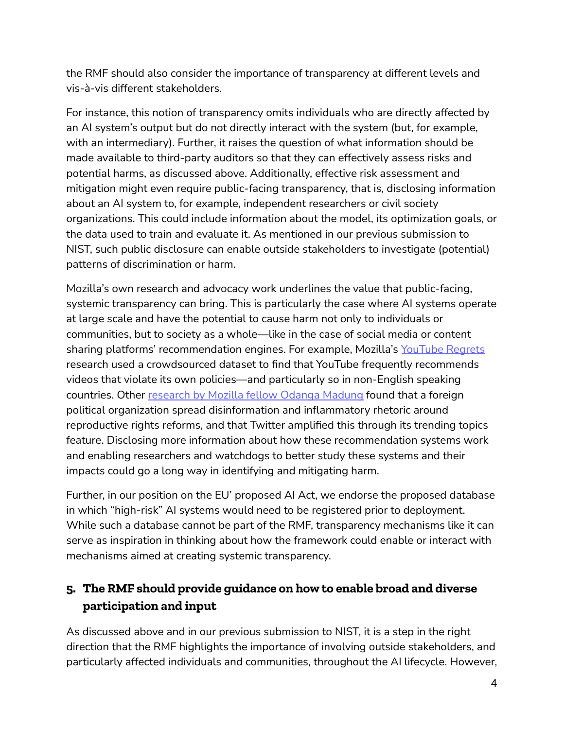the RMF should also consider the importance of transparency at different levels and vis-à-vis different stakeholders.

For instance, this notion of transparency omits individuals who are directly affected by an AI system's output but do not directly interact with the system (but, for example, with an intermediary). Further, it raises the question of what information should be made available to third-party auditors so that they can effectively assess risks and potential harms, as discussed above. Additionally, effective risk assessment and mitigation might even require public-facing transparency, that is, disclosing information about an AI system to, for example, independent researchers or civil society organizations. This could include information about the model, its optimization goals, or the data used to train and evaluate it. As mentioned in our previous submission to NIST, such public disclosure can enable outside stakeholders to investigate (potential) patterns of discrimination or harm.

Mozilla's own research and advocacy work underlines the value that public-facing, systemic transparency can bring. This is particularly the case where AI systems operate at large scale and have the potential to cause harm not only to individuals or communities, but to society as a whole—like in the case of social media or content sharing platforms' recommendation engines. For example, Mozilla's YouTube Regrets research used a crowdsourced dataset to find that YouTube frequently recommends videos that violate its own policies—and particularly so in non-English speaking countries. Other research by Mozilla fellow Odanga Madung found that a foreign political organization spread disinformation and inflammatory rhetoric around reproductive rights reforms, and that Twitter amplified this through its trending topics feature. Disclosing more information about how these recommendation systems work and enabling researchers and watchdogs to better study these systems and their impacts could go a long way in identifying and mitigating harm.

Further, in our position on the EU' proposed AI Act, we endorse the proposed database in which "high-risk" AI systems would need to be registered prior to deployment. While such a database cannot be part of the RMF, transparency mechanisms like it can serve as inspiration in thinking about how the framework could enable or interact with mechanisms aimed at creating systemic transparency.

## 5. The RMF should provide guidance on how to enable broad and diverse participation and input

As discussed above and in our previous submission to NIST, it is a step in the right direction that the RMF highlights the importance of involving outside stakeholders, and particularly affected individuals and communities, throughout the AI lifecycle. However,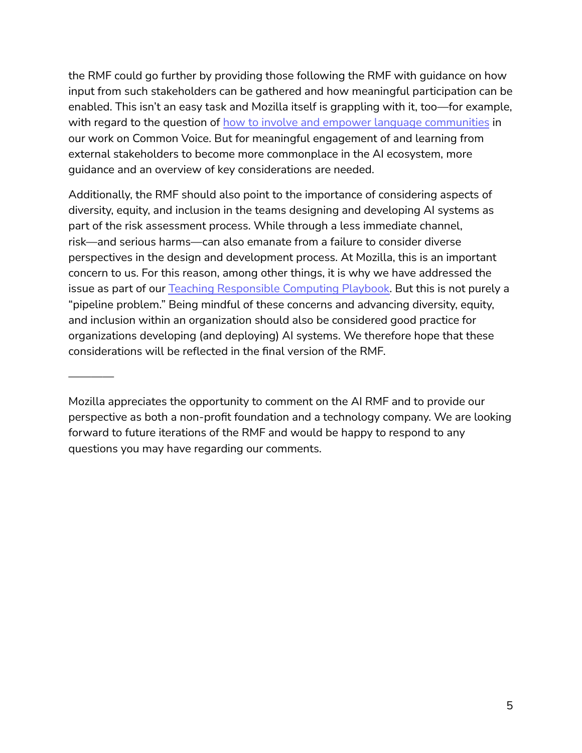the RMF could go further by providing those following the RMF with guidance on how input from such stakeholders can be gathered and how meaningful participation can be enabled. This isn't an easy task and Mozilla itself is grappling with it, too—for example, with regard to the question of [how to involve and empower language communities]() in our work on Common Voice. But for meaningful engagement of and learning from external stakeholders to become more commonplace in the AI ecosystem, more guidance and an overview of key considerations are needed.

Additionally, the RMF should also point to the importance of considering aspects of diversity, equity, and inclusion in the teams designing and developing AI systems as part of the risk assessment process. While through a less immediate channel, risk—and serious harms—can also emanate from a failure to consider diverse perspectives in the design and development process. At Mozilla, this is an important concern to us. For this reason, among other things, it is why we have addressed the issue as part of our [Teaching Responsible Computing Playbook](). But this is not purely a "pipeline problem." Being mindful of these concerns and advancing diversity, equity, and inclusion within an organization should also be considered good practice for organizations developing (and deploying) AI systems. We therefore hope that these considerations will be reflected in the final version of the RMF.

---

Mozilla appreciates the opportunity to comment on the AI RMF and to provide our perspective as both a non-profit foundation and a technology company. We are looking forward to future iterations of the RMF and would be happy to respond to any questions you may have regarding our comments.